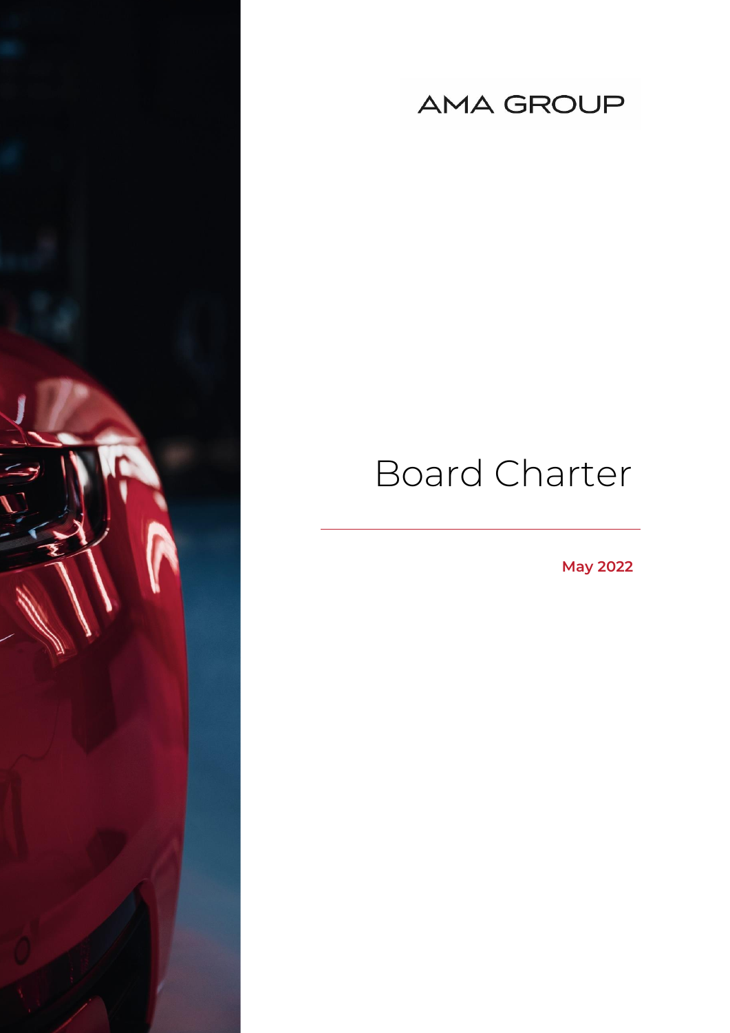AMA GROUP

# Board Charter

**May 2022**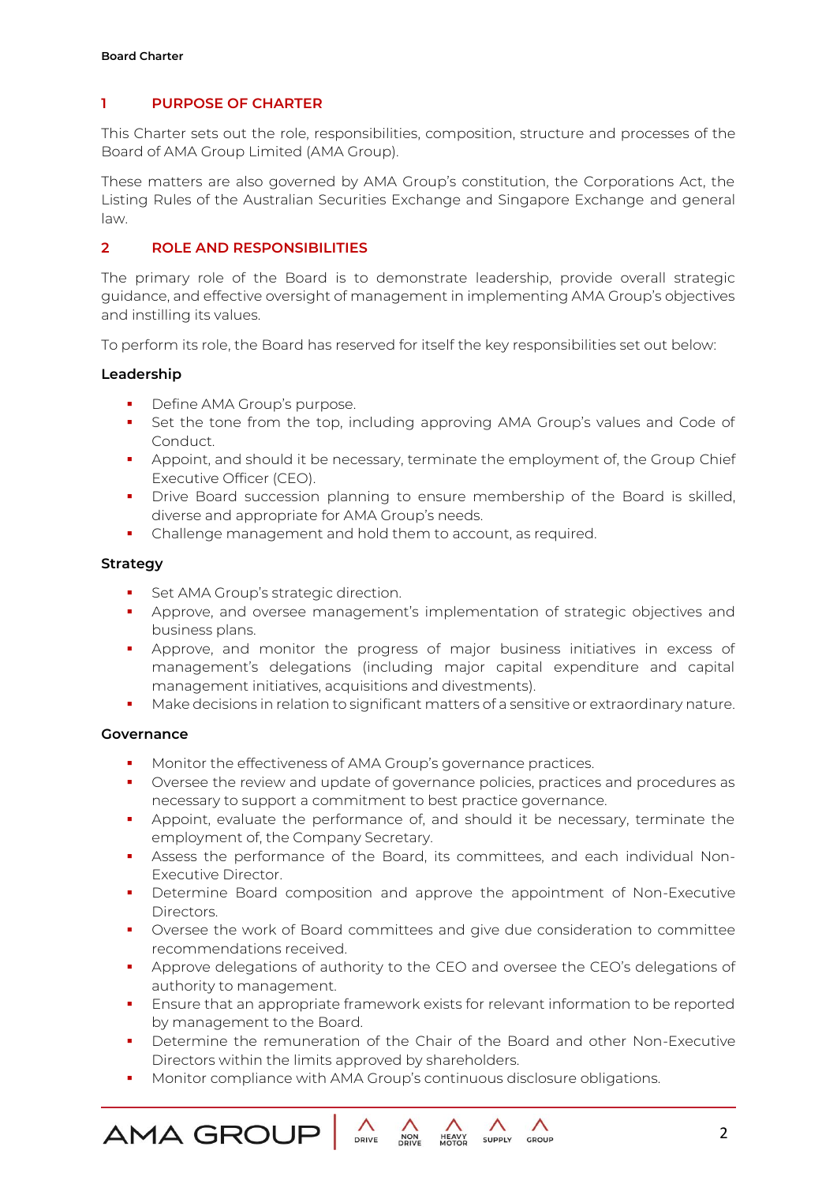## 1 PURPOSE OF CHARTER

This Charter sets out the role, responsibilities, composition, structure and processes of the Board of AMA Group Limited (AMA Group).

These matters are also governed by AMA Group's constitution, the Corporations Act, the Listing Rules of the Australian Securities Exchange and Singapore Exchange and general law.

## 2 ROLE AND RESPONSIBILITIES

The primary role of the Board is to demonstrate leadership, provide overall strategic guidance, and effective oversight of management in implementing AMA Group's objectives and instilling its values.

To perform its role, the Board has reserved for itself the key responsibilities set out below:

### Leadership

- Define AMA Group's purpose.
- Set the tone from the top, including approving AMA Group's values and Code of Conduct.
- Appoint, and should it be necessary, terminate the employment of, the Group Chief Executive Officer (CEO).
- Drive Board succession planning to ensure membership of the Board is skilled, diverse and appropriate for AMA Group's needs.
- Challenge management and hold them to account, as required.

### Strategy

- Set AMA Group's strategic direction.
- Approve, and oversee management's implementation of strategic objectives and business plans.
- Approve, and monitor the progress of major business initiatives in excess of management's delegations (including major capital expenditure and capital management initiatives, acquisitions and divestments).
- Make decisions in relation to significant matters of a sensitive or extraordinary nature.

### Governance

- Monitor the effectiveness of AMA Group's governance practices.
- Oversee the review and update of governance policies, practices and procedures as necessary to support a commitment to best practice governance.
- Appoint, evaluate the performance of, and should it be necessary, terminate the employment of, the Company Secretary.
- Assess the performance of the Board, its committees, and each individual Non-Executive Director.
- Determine Board composition and approve the appointment of Non-Executive Directors.
- Oversee the work of Board committees and give due consideration to committee recommendations received.
- Approve delegations of authority to the CEO and oversee the CEO's delegations of authority to management.
- Ensure that an appropriate framework exists for relevant information to be reported by management to the Board.
- Determine the remuneration of the Chair of the Board and other Non-Executive Directors within the limits approved by shareholders.
- Monitor compliance with AMA Group's continuous disclosure obligations.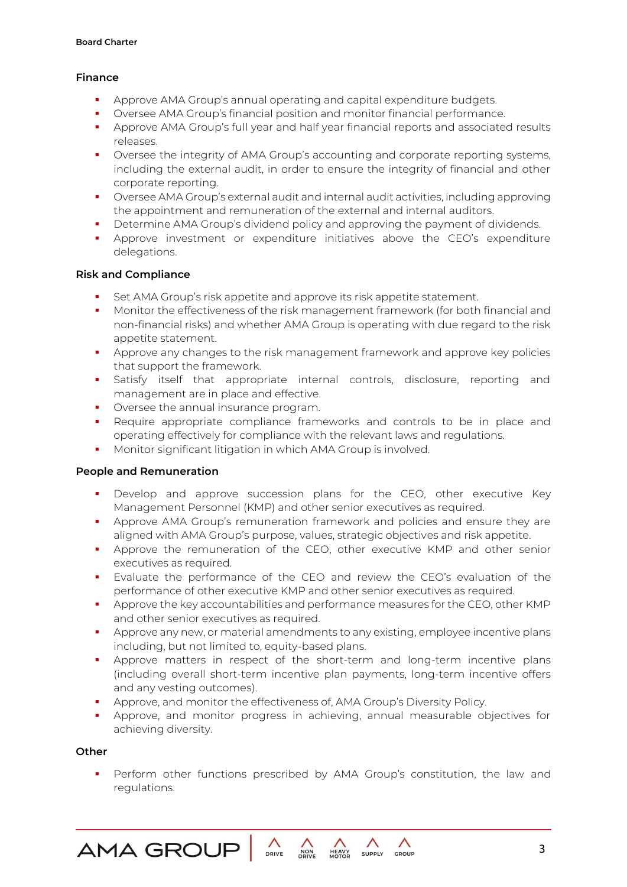### Finance

- Approve AMA Group's annual operating and capital expenditure budgets.
- Oversee AMA Group's financial position and monitor financial performance.
- Approve AMA Group's full year and half year financial reports and associated results releases.
- Oversee the integrity of AMA Group's accounting and corporate reporting systems, including the external audit, in order to ensure the integrity of financial and other corporate reporting.
- Oversee AMA Group's external audit and internal audit activities, including approving the appointment and remuneration of the external and internal auditors.
- Determine AMA Group's dividend policy and approving the payment of dividends.
- Approve investment or expenditure initiatives above the CEO's expenditure delegations.

### Risk and Compliance

- Set AMA Group's risk appetite and approve its risk appetite statement.
- Monitor the effectiveness of the risk management framework (for both financial and non-financial risks) and whether AMA Group is operating with due regard to the risk appetite statement.
- Approve any changes to the risk management framework and approve key policies that support the framework.
- Satisfy itself that appropriate internal controls, disclosure, reporting and management are in place and effective.
- Oversee the annual insurance program.
- Require appropriate compliance frameworks and controls to be in place and operating effectively for compliance with the relevant laws and regulations.
- Monitor significant litigation in which AMA Group is involved.

### People and Remuneration

- Develop and approve succession plans for the CEO, other executive Key Management Personnel (KMP) and other senior executives as required.
- Approve AMA Group's remuneration framework and policies and ensure they are aligned with AMA Group's purpose, values, strategic objectives and risk appetite.
- Approve the remuneration of the CEO, other executive KMP and other senior executives as required.
- Evaluate the performance of the CEO and review the CEO's evaluation of the performance of other executive KMP and other senior executives as required.
- Approve the key accountabilities and performance measures for the CEO, other KMP and other senior executives as required.
- Approve any new, or material amendments to any existing, employee incentive plans including, but not limited to, equity-based plans.
- Approve matters in respect of the short-term and long-term incentive plans (including overall short-term incentive plan payments, long-term incentive offers and any vesting outcomes).
- Approve, and monitor the effectiveness of, AMA Group's Diversity Policy.
- Approve, and monitor progress in achieving, annual measurable objectives for achieving diversity.

### Other

- Perform other functions prescribed by AMA Group's constitution, the law and regulations.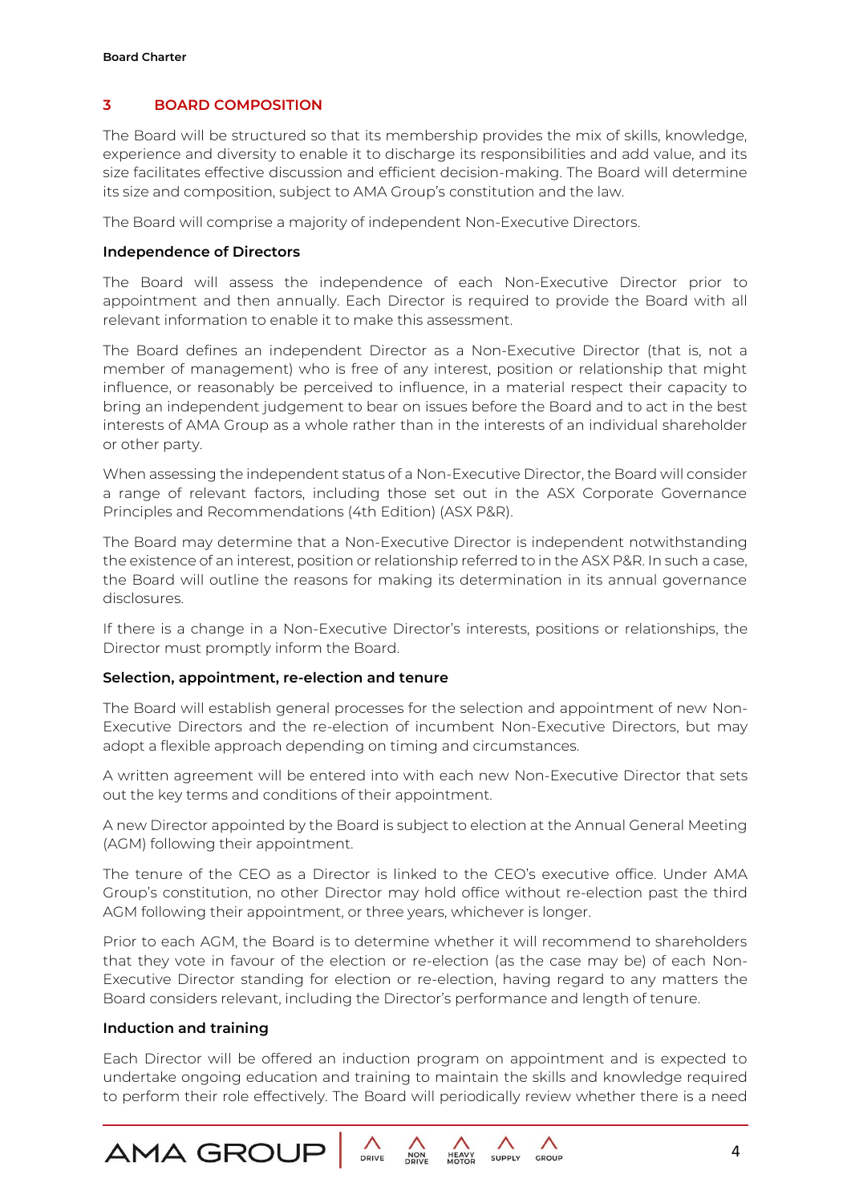## 3 BOARD COMPOSITION

The Board will be structured so that its membership provides the mix of skills, knowledge, experience and diversity to enable it to discharge its responsibilities and add value, and its size facilitates effective discussion and efficient decision-making. The Board will determine its size and composition, subject to AMA Group's constitution and the law.

The Board will comprise a majority of independent Non-Executive Directors.

**Independence of Directors**

The Board will assess the independence of each Non-Executive Director prior to appointment and then annually. Each Director is required to provide the Board with all relevant information to enable it to make this assessment.

The Board defines an independent Director as a Non-Executive Director (that is, not a member of management) who is free of any interest, position or relationship that might influence, or reasonably be perceived to influence, in a material respect their capacity to bring an independent judgement to bear on issues before the Board and to act in the best interests of AMA Group as a whole rather than in the interests of an individual shareholder or other party.

When assessing the independent status of a Non-Executive Director, the Board will consider a range of relevant factors, including those set out in the ASX Corporate Governance Principles and Recommendations (4th Edition) (ASX P&R).

The Board may determine that a Non-Executive Director is independent notwithstanding the existence of an interest, position or relationship referred to in the ASX P&R. In such a case, the Board will outline the reasons for making its determination in its annual governance disclosures.

If there is a change in a Non-Executive Director's interests, positions or relationships, the Director must promptly inform the Board.

**Selection, appointment, re-election and tenure**

The Board will establish general processes for the selection and appointment of new Non-Executive Directors and the re-election of incumbent Non-Executive Directors, but may adopt a flexible approach depending on timing and circumstances.

A written agreement will be entered into with each new Non-Executive Director that sets out the key terms and conditions of their appointment.

A new Director appointed by the Board is subject to election at the Annual General Meeting (AGM) following their appointment.

The tenure of the CEO as a Director is linked to the CEO's executive office. Under AMA Group's constitution, no other Director may hold office without re-election past the third AGM following their appointment, or three years, whichever is longer.

Prior to each AGM, the Board is to determine whether it will recommend to shareholders that they vote in favour of the election or re-election (as the case may be) of each Non-Executive Director standing for election or re-election, having regard to any matters the Board considers relevant, including the Director's performance and length of tenure.

**Induction and training**

Each Director will be offered an induction program on appointment and is expected to undertake ongoing education and training to maintain the skills and knowledge required to perform their role effectively. The Board will periodically review whether there is a need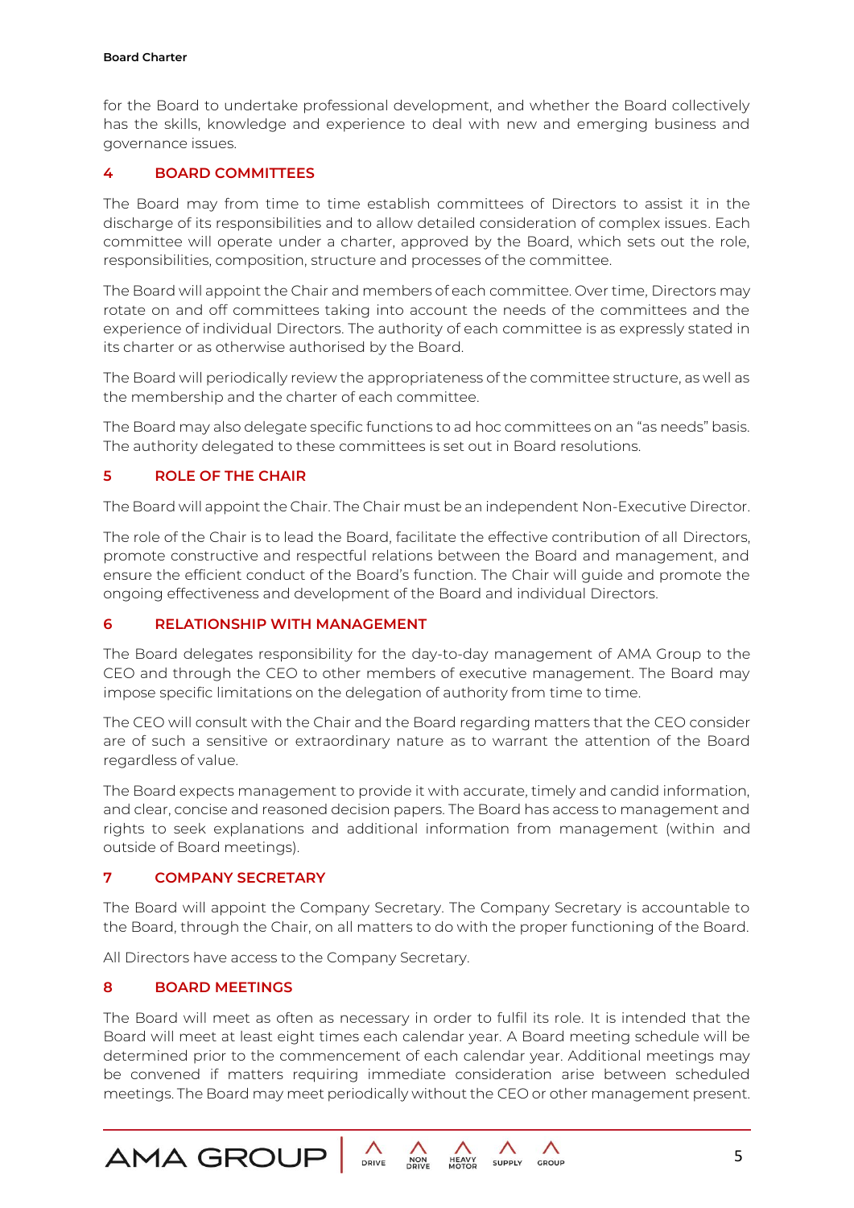for the Board to undertake professional development, and whether the Board collectively has the skills, knowledge and experience to deal with new and emerging business and governance issues.

## 4 BOARD COMMITTEES

The Board may from time to time establish committees of Directors to assist it in the discharge of its responsibilities and to allow detailed consideration of complex issues. Each committee will operate under a charter, approved by the Board, which sets out the role, responsibilities, composition, structure and processes of the committee.

The Board will appoint the Chair and members of each committee. Over time, Directors may rotate on and off committees taking into account the needs of the committees and the experience of individual Directors. The authority of each committee is as expressly stated in its charter or as otherwise authorised by the Board.

The Board will periodically review the appropriateness of the committee structure, as well as the membership and the charter of each committee.

The Board may also delegate specific functions to ad hoc committees on an "as needs" basis. The authority delegated to these committees is set out in Board resolutions.

## 5 ROLE OF THE CHAIR

The Board will appoint the Chair. The Chair must be an independent Non-Executive Director.

The role of the Chair is to lead the Board, facilitate the effective contribution of all Directors, promote constructive and respectful relations between the Board and management, and ensure the efficient conduct of the Board's function. The Chair will guide and promote the ongoing effectiveness and development of the Board and individual Directors.

## 6 RELATIONSHIP WITH MANAGEMENT

The Board delegates responsibility for the day-to-day management of AMA Group to the CEO and through the CEO to other members of executive management. The Board may impose specific limitations on the delegation of authority from time to time.

The CEO will consult with the Chair and the Board regarding matters that the CEO consider are of such a sensitive or extraordinary nature as to warrant the attention of the Board regardless of value.

The Board expects management to provide it with accurate, timely and candid information, and clear, concise and reasoned decision papers. The Board has access to management and rights to seek explanations and additional information from management (within and outside of Board meetings).

## 7 COMPANY SECRETARY

The Board will appoint the Company Secretary. The Company Secretary is accountable to the Board, through the Chair, on all matters to do with the proper functioning of the Board.

All Directors have access to the Company Secretary.

## 8 BOARD MEETINGS

The Board will meet as often as necessary in order to fulfil its role. It is intended that the Board will meet at least eight times each calendar year. A Board meeting schedule will be determined prior to the commencement of each calendar year. Additional meetings may be convened if matters requiring immediate consideration arise between scheduled meetings. The Board may meet periodically without the CEO or other management present.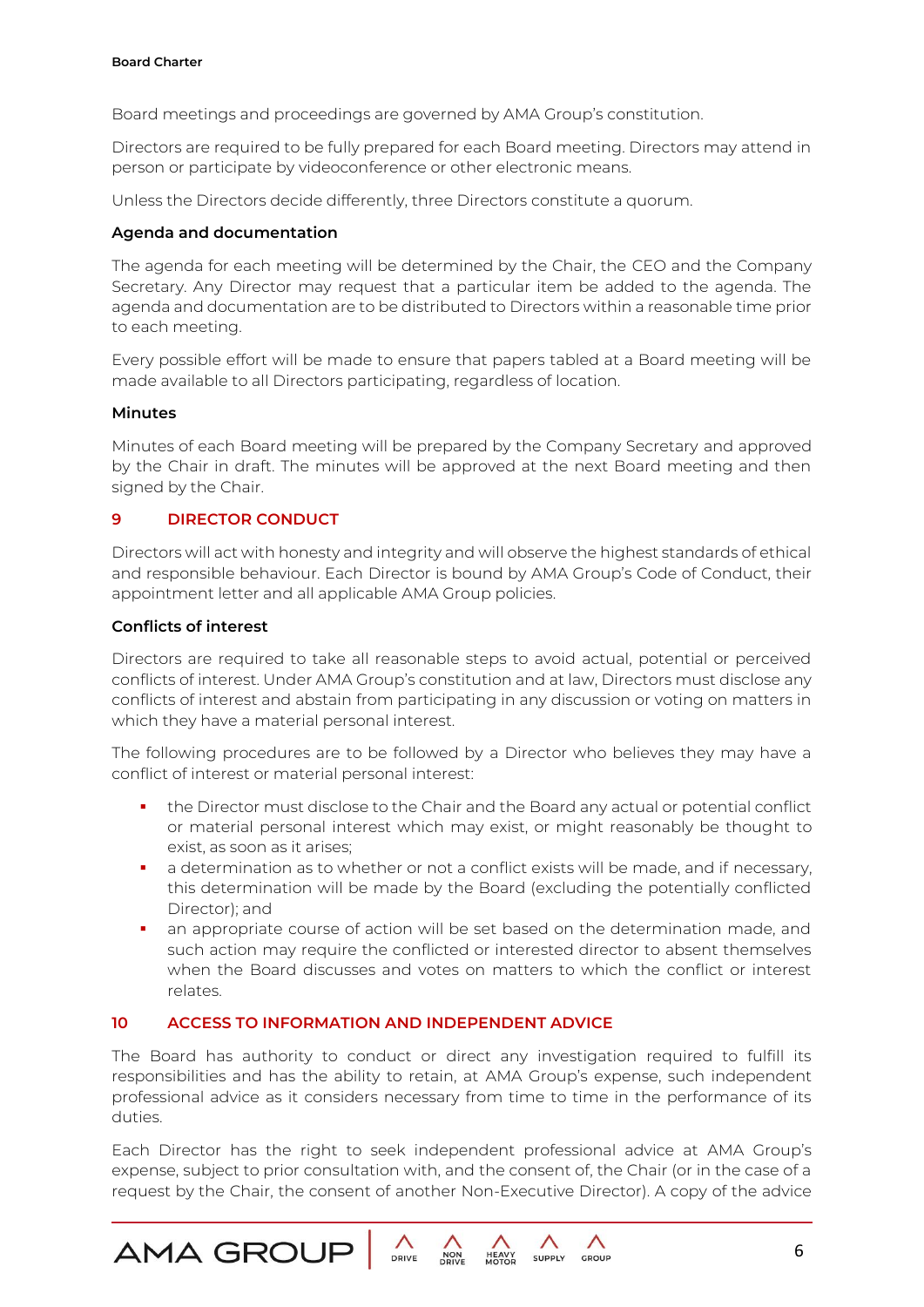Board meetings and proceedings are governed by AMA Group's constitution.

Directors are required to be fully prepared for each Board meeting. Directors may attend in person or participate by videoconference or other electronic means.

Unless the Directors decide differently, three Directors constitute a quorum.

**Agenda and documentation**

The agenda for each meeting will be determined by the Chair, the CEO and the Company Secretary. Any Director may request that a particular item be added to the agenda. The agenda and documentation are to be distributed to Directors within a reasonable time prior to each meeting.

Every possible effort will be made to ensure that papers tabled at a Board meeting will be made available to all Directors participating, regardless of location.

**Minutes**

Minutes of each Board meeting will be prepared by the Company Secretary and approved by the Chair in draft. The minutes will be approved at the next Board meeting and then signed by the Chair.

## 9 DIRECTOR CONDUCT

Directors will act with honesty and integrity and will observe the highest standards of ethical and responsible behaviour. Each Director is bound by AMA Group's Code of Conduct, their appointment letter and all applicable AMA Group policies.

**Conflicts of interest**

Directors are required to take all reasonable steps to avoid actual, potential or perceived conflicts of interest. Under AMA Group's constitution and at law, Directors must disclose any conflicts of interest and abstain from participating in any discussion or voting on matters in which they have a material personal interest.

The following procedures are to be followed by a Director who believes they may have a conflict of interest or material personal interest:

- the Director must disclose to the Chair and the Board any actual or potential conflict or material personal interest which may exist, or might reasonably be thought to exist, as soon as it arises;
- a determination as to whether or not a conflict exists will be made, and if necessary, this determination will be made by the Board (excluding the potentially conflicted Director); and
- an appropriate course of action will be set based on the determination made, and such action may require the conflicted or interested director to absent themselves when the Board discusses and votes on matters to which the conflict or interest relates.

## 10 ACCESS TO INFORMATION AND INDEPENDENT ADVICE

The Board has authority to conduct or direct any investigation required to fulfill its responsibilities and has the ability to retain, at AMA Group's expense, such independent professional advice as it considers necessary from time to time in the performance of its duties.

Each Director has the right to seek independent professional advice at AMA Group's expense, subject to prior consultation with, and the consent of, the Chair (or in the case of a request by the Chair, the consent of another Non-Executive Director). A copy of the advice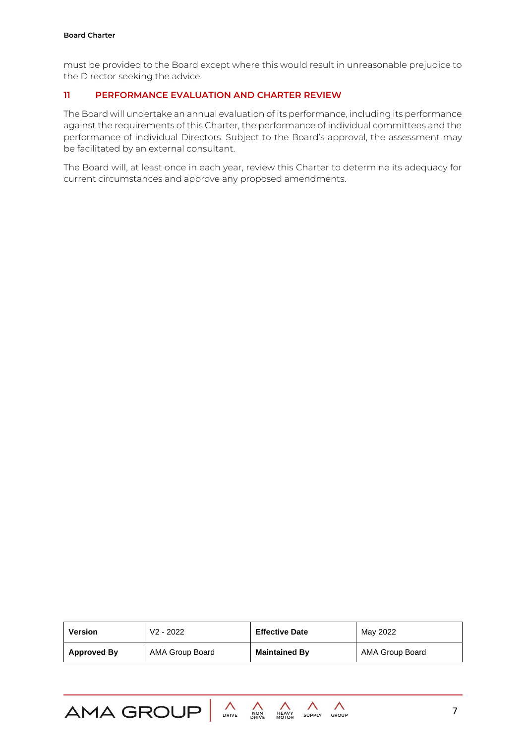must be provided to the Board except where this would result in unreasonable prejudice to the Director seeking the advice.

## 11 PERFORMANCE EVALUATION AND CHARTER REVIEW

The Board will undertake an annual evaluation of its performance, including its performance against the requirements of this Charter, the performance of individual committees and the performance of individual Directors. Subject to the Board's approval, the assessment may be facilitated by an external consultant.

The Board will, at least once in each year, review this Charter to determine its adequacy for current circumstances and approve any proposed amendments.

| | | | |
|---|---|---|---|
| **Version** | V2 - 2022 | **Effective Date** | May 2022 |
| **Approved By** | AMA Group Board | **Maintained By** | AMA Group Board |